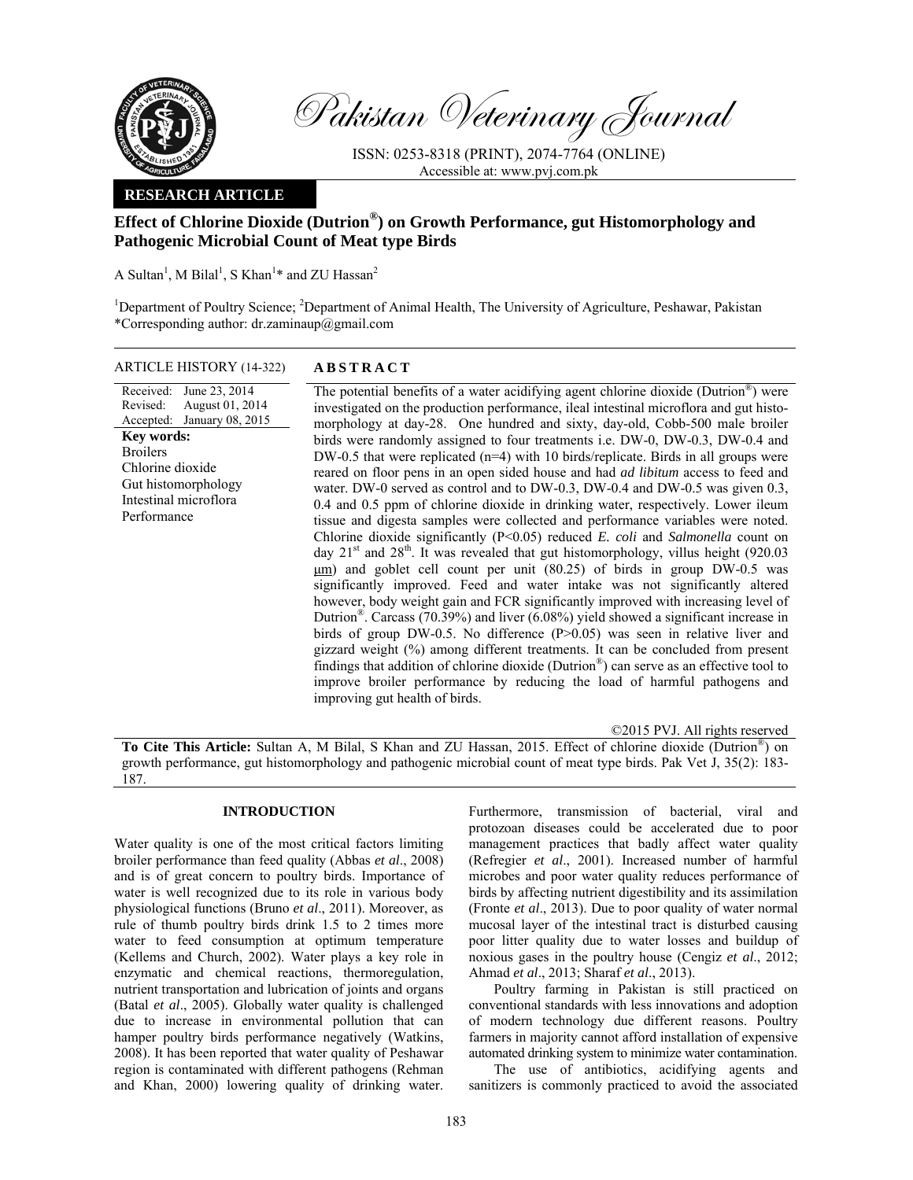Pakistan Veterinary Journal

ISSN: 0253-8318 (PRINT), 2074-7764 (ONLINE)
Accessible at: www.pvj.com.pk

**RESEARCH ARTICLE**

# Effect of Chlorine Dioxide (Dutrion®) on Growth Performance, gut Histomorphology and Pathogenic Microbial Count of Meat type Birds

A Sultan[1], M Bilal[1], S Khan[1]* and ZU Hassan[2]

[1]Department of Poultry Science; [2]Department of Animal Health, The University of Agriculture, Peshawar, Pakistan
*Corresponding author: dr.zaminaup@gmail.com

**ARTICLE HISTORY** (14-322)

Received: June 23, 2014
Revised: August 01, 2014
Accepted: January 08, 2015

**Key words:**
Broilers
Chlorine dioxide
Gut histomorphology
Intestinal microflora
Performance

## ABSTRACT

The potential benefits of a water acidifying agent chlorine dioxide (Dutrion®) were investigated on the production performance, ileal intestinal microflora and gut histomorphology at day-28. One hundred and sixty, day-old, Cobb-500 male broiler birds were randomly assigned to four treatments i.e. DW-0, DW-0.3, DW-0.4 and DW-0.5 that were replicated (n=4) with 10 birds/replicate. Birds in all groups were reared on floor pens in an open sided house and had *ad libitum* access to feed and water. DW-0 served as control and to DW-0.3, DW-0.4 and DW-0.5 was given 0.3, 0.4 and 0.5 ppm of chlorine dioxide in drinking water, respectively. Lower ileum tissue and digesta samples were collected and performance variables were noted. Chlorine dioxide significantly ($P<0.05$) reduced *E. coli* and *Salmonella* count on day 21st and 28th. It was revealed that gut histomorphology, villus height (920.03 μm) and goblet cell count per unit (80.25) of birds in group DW-0.5 was significantly improved. Feed and water intake was not significantly altered however, body weight gain and FCR significantly improved with increasing level of Dutrion®. Carcass (70.39%) and liver (6.08%) yield showed a significant increase in birds of group DW-0.5. No difference ($P>0.05$) was seen in relative liver and gizzard weight (%) among different treatments. It can be concluded from present findings that addition of chlorine dioxide (Dutrion®) can serve as an effective tool to improve broiler performance by reducing the load of harmful pathogens and improving gut health of birds.

©2015 PVJ. All rights reserved

**To Cite This Article:** Sultan A, M Bilal, S Khan and ZU Hassan, 2015. Effect of chlorine dioxide (Dutrion®) on growth performance, gut histomorphology and pathogenic microbial count of meat type birds. Pak Vet J, 35(2): 183-187.

## INTRODUCTION

Water quality is one of the most critical factors limiting broiler performance than feed quality (Abbas *et al*., 2008) and is of great concern to poultry birds. Importance of water is well recognized due to its role in various body physiological functions (Bruno *et al*., 2011). Moreover, as rule of thumb poultry birds drink 1.5 to 2 times more water to feed consumption at optimum temperature (Kellems and Church, 2002). Water plays a key role in enzymatic and chemical reactions, thermoregulation, nutrient transportation and lubrication of joints and organs (Batal *et al*., 2005). Globally water quality is challenged due to increase in environmental pollution that can hamper poultry birds performance negatively (Watkins, 2008). It has been reported that water quality of Peshawar region is contaminated with different pathogens (Rehman and Khan, 2000) lowering quality of drinking water. Furthermore, transmission of bacterial, viral and protozoan diseases could be accelerated due to poor management practices that badly affect water quality (Refregier *et al*., 2001). Increased number of harmful microbes and poor water quality reduces performance of birds by affecting nutrient digestibility and its assimilation (Fronte *et al*., 2013). Due to poor quality of water normal mucosal layer of the intestinal tract is disturbed causing poor litter quality due to water losses and buildup of noxious gases in the poultry house (Cengiz *et al*., 2012; Ahmad *et al*., 2013; Sharaf *et al*., 2013).

Poultry farming in Pakistan is still practiced on conventional standards with less innovations and adoption of modern technology due different reasons. Poultry farmers in majority cannot afford installation of expensive automated drinking system to minimize water contamination.

The use of antibiotics, acidifying agents and sanitizers is commonly practiced to avoid the associated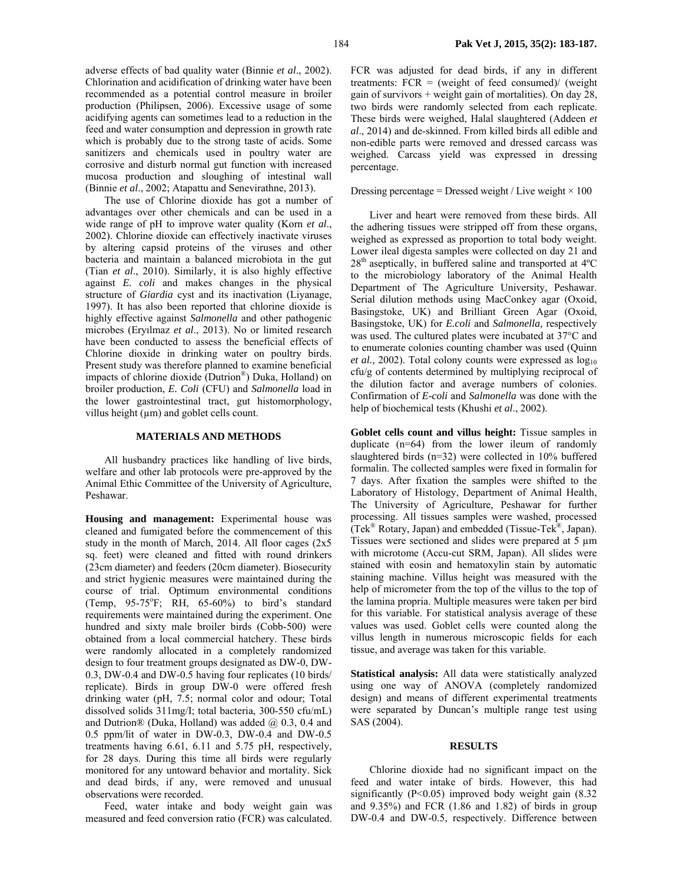adverse effects of bad quality water (Binnie *et al*., 2002). Chlorination and acidification of drinking water have been recommended as a potential control measure in broiler production (Philipsen, 2006). Excessive usage of some acidifying agents can sometimes lead to a reduction in the feed and water consumption and depression in growth rate which is probably due to the strong taste of acids. Some sanitizers and chemicals used in poultry water are corrosive and disturb normal gut function with increased mucosa production and sloughing of intestinal wall (Binnie *et al*., 2002; Atapattu and Senevirathne, 2013).

The use of Chlorine dioxide has got a number of advantages over other chemicals and can be used in a wide range of pH to improve water quality (Korn *et al*., 2002). Chlorine dioxide can effectively inactivate viruses by altering capsid proteins of the viruses and other bacteria and maintain a balanced microbiota in the gut (Tian *et al*., 2010). Similarly, it is also highly effective against *E. coli* and makes changes in the physical structure of *Giardia* cyst and its inactivation (Liyanage, 1997). It has also been reported that chlorine dioxide is highly effective against *Salmonella* and other pathogenic microbes (Eryılmaz *et al*., 2013). No or limited research have been conducted to assess the beneficial effects of Chlorine dioxide in drinking water on poultry birds. Present study was therefore planned to examine beneficial impacts of chlorine dioxide (Dutrion®) Duka, Holland) on broiler production, *E. Coli* (CFU) and *Salmonella* load in the lower gastrointestinal tract, gut histomorphology, villus height (µm) and goblet cells count.

## MATERIALS AND METHODS

All husbandry practices like handling of live birds, welfare and other lab protocols were pre-approved by the Animal Ethic Committee of the University of Agriculture, Peshawar.

**Housing and management:** Experimental house was cleaned and fumigated before the commencement of this study in the month of March, 2014. All floor cages (2x5 sq. feet) were cleaned and fitted with round drinkers (23cm diameter) and feeders (20cm diameter). Biosecurity and strict hygienic measures were maintained during the course of trial. Optimum environmental conditions (Temp, 95-75°F; RH, 65-60%) to bird's standard requirements were maintained during the experiment. One hundred and sixty male broiler birds (Cobb-500) were obtained from a local commercial hatchery. These birds were randomly allocated in a completely randomized design to four treatment groups designated as DW-0, DW-0.3, DW-0.4 and DW-0.5 having four replicates (10 birds/ replicate). Birds in group DW-0 were offered fresh drinking water (pH, 7.5; normal color and odour; Total dissolved solids 311mg/l; total bacteria, 300-550 cfu/mL) and Dutrion® (Duka, Holland) was added @ 0.3, 0.4 and 0.5 ppm/lit of water in DW-0.3, DW-0.4 and DW-0.5 treatments having 6.61, 6.11 and 5.75 pH, respectively, for 28 days. During this time all birds were regularly monitored for any untoward behavior and mortality. Sick and dead birds, if any, were removed and unusual observations were recorded.

Feed, water intake and body weight gain was measured and feed conversion ratio (FCR) was calculated. FCR was adjusted for dead birds, if any in different treatments: FCR = (weight of feed consumed)/ (weight gain of survivors + weight gain of mortalities). On day 28, two birds were randomly selected from each replicate. These birds were weighed, Halal slaughtered (Addeen *et al*., 2014) and de-skinned. From killed birds all edible and non-edible parts were removed and dressed carcass was weighed. Carcass yield was expressed in dressing percentage.

Dressing percentage = Dressed weight / Live weight × 100

Liver and heart were removed from these birds. All the adhering tissues were stripped off from these organs, weighed as expressed as proportion to total body weight. Lower ileal digesta samples were collected on day 21 and 28th aseptically, in buffered saline and transported at 4ºC to the microbiology laboratory of the Animal Health Department of The Agriculture University, Peshawar. Serial dilution methods using MacConkey agar (Oxoid, Basingstoke, UK) and Brilliant Green Agar (Oxoid, Basingstoke, UK) for *E.coli* and *Salmonella,* respectively was used. The cultured plates were incubated at 37°C and to enumerate colonies counting chamber was used (Quinn *et al.,* 2002). Total colony counts were expressed as $\log_{10}$ cfu/g of contents determined by multiplying reciprocal of the dilution factor and average numbers of colonies. Confirmation of *E-coli* and *Salmonella* was done with the help of biochemical tests (Khushi *et al*., 2002).

**Goblet cells count and villus height:** Tissue samples in duplicate (n=64) from the lower ileum of randomly slaughtered birds (n=32) were collected in 10% buffered formalin. The collected samples were fixed in formalin for 7 days. After fixation the samples were shifted to the Laboratory of Histology, Department of Animal Health, The University of Agriculture, Peshawar for further processing. All tissues samples were washed, processed (Tek® Rotary, Japan) and embedded (Tissue-Tek®, Japan). Tissues were sectioned and slides were prepared at 5 µm with microtome (Accu-cut SRM, Japan). All slides were stained with eosin and hematoxylin stain by automatic staining machine. Villus height was measured with the help of micrometer from the top of the villus to the top of the lamina propria. Multiple measures were taken per bird for this variable. For statistical analysis average of these values was used. Goblet cells were counted along the villus length in numerous microscopic fields for each tissue, and average was taken for this variable.

**Statistical analysis:** All data were statistically analyzed using one way of ANOVA (completely randomized design) and means of different experimental treatments were separated by Duncan's multiple range test using SAS (2004).

## RESULTS

Chlorine dioxide had no significant impact on the feed and water intake of birds. However, this had significantly ($P<0.05$) improved body weight gain (8.32 and 9.35%) and FCR (1.86 and 1.82) of birds in group DW-0.4 and DW-0.5, respectively. Difference between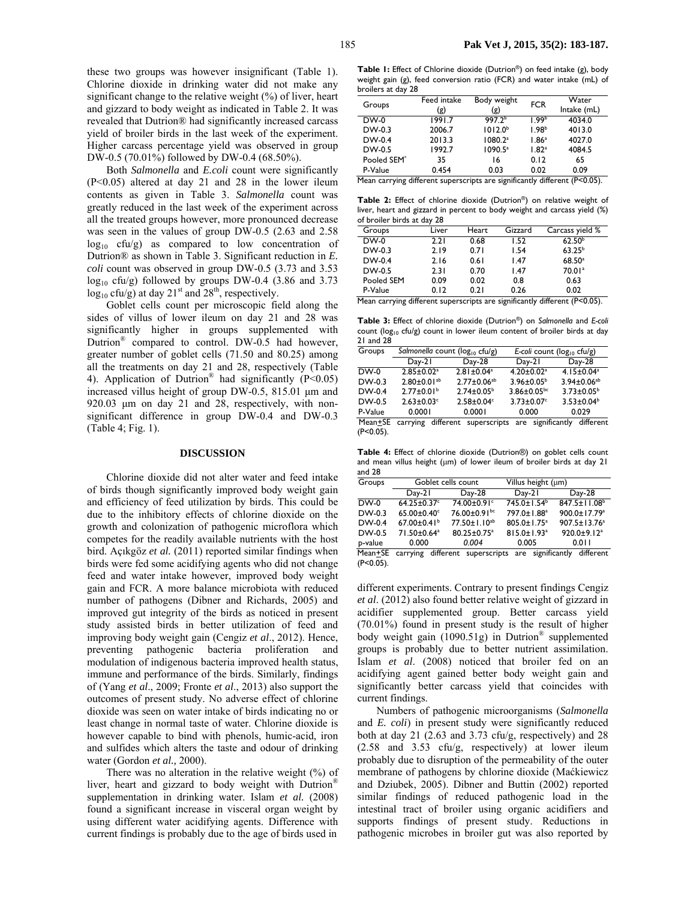these two groups was however insignificant (Table 1). Chlorine dioxide in drinking water did not make any significant change to the relative weight (%) of liver, heart and gizzard to body weight as indicated in Table 2. It was revealed that Dutrion® had significantly increased carcass yield of broiler birds in the last week of the experiment. Higher carcass percentage yield was observed in group DW-0.5 (70.01%) followed by DW-0.4 (68.50%).

Both *Salmonella* and *E.coli* count were significantly (P<0.05) altered at day 21 and 28 in the lower ileum contents as given in Table 3. *Salmonella* count was greatly reduced in the last week of the experiment across all the treated groups however, more pronounced decrease was seen in the values of group DW-0.5 (2.63 and 2.58 $\log_{10}$ cfu/g) as compared to low concentration of Dutrion® as shown in Table 3. Significant reduction in *E. coli* count was observed in group DW-0.5 (3.73 and 3.53 $\log_{10}$ cfu/g) followed by groups DW-0.4 (3.86 and 3.73 $\log_{10}$ cfu/g) at day 21st and 28th, respectively.

Goblet cells count per microscopic field along the sides of villus of lower ileum on day 21 and 28 was significantly higher in groups supplemented with Dutrion® compared to control. DW-0.5 had however, greater number of goblet cells (71.50 and 80.25) among all the treatments on day 21 and 28, respectively (Table 4). Application of Dutrion® had significantly (P<0.05) increased villus height of group DW-0.5, 815.01 µm and 920.03 µm on day 21 and 28, respectively, with non-significant difference in group DW-0.4 and DW-0.3 (Table 4; Fig. 1).

**Table 1:** Effect of Chlorine dioxide (Dutrion®) on feed intake (g), body weight gain (g), feed conversion ratio (FCR) and water intake (mL) of broilers at day 28

| Groups | Feed intake (g) | Body weight (g) | FCR | Water Intake (mL) |
|---|---|---|---|---|
| DW-0 | 1991.7 | 997.2[b] | 1.99[b] | 4034.0 |
| DW-0.3 | 2006.7 | 1012.0[b] | 1.98[b] | 4013.0 |
| DW-0.4 | 2013.3 | 1080.2[a] | 1.86[a] | 4027.0 |
| DW-0.5 | 1992.7 | 1090.5[a] | 1.82[a] | 4084.5 |
| Pooled SEM* | 35 | 16 | 0.12 | 65 |
| P-Value | 0.454 | 0.03 | 0.02 | 0.09 |

Mean carrying different superscripts are significantly different (P<0.05).

**Table 2:** Effect of chlorine dioxide (Dutrion®) on relative weight of liver, heart and gizzard in percent to body weight and carcass yield (%) of broiler birds at day 28

| Groups | Liver | Heart | Gizzard | Carcass yield % |
|---|---|---|---|---|
| DW-0 | 2.21 | 0.68 | 1.52 | 62.50[b] |
| DW-0.3 | 2.19 | 0.71 | 1.54 | 63.25[b] |
| DW-0.4 | 2.16 | 0.61 | 1.47 | 68.50[a] |
| DW-0.5 | 2.31 | 0.70 | 1.47 | 70.01[a] |
| Pooled SEM | 0.09 | 0.02 | 0.8 | 0.63 |
| P-Value | 0.12 | 0.21 | 0.26 | 0.02 |

Mean carrying different superscripts are significantly different (P<0.05).

**Table 3:** Effect of chlorine dioxide (Dutrion®) on *Salmonella* and *E-coli* count ($\log_{10}$ cfu/g) count in lower ileum content of broiler birds at day 21 and 28

| Groups | *Salmonella* count ($\log_{10}$ cfu/g) | | *E-coli* count ($\log_{10}$ cfu/g) | |
|---|---|---|---|---|
| | Day-21 | Day-28 | Day-21 | Day-28 |
| DW-0 | 2.85±0.02[a] | 2.81±0.04[a] | 4.20±0.02[a] | 4.15±0.04[a] |
| DW-0.3 | 2.80±0.01[ab] | 2.77±0.06[ab] | 3.96±0.05[b] | 3.94±0.06[ab] |
| DW-0.4 | 2.77±0.01[b] | 2.74±0.05[b] | 3.86±0.05[bc] | 3.73±0.05[b] |
| DW-0.5 | 2.63±0.03[c] | 2.58±0.04[c] | 3.73±0.07[c] | 3.53±0.04[b] |
| P-Value | 0.0001 | 0.0001 | 0.000 | 0.029 |

Mean±SE carrying different superscripts are significantly different (P<0.05).

**Table 4:** Effect of chlorine dioxide (Dutrion®) on goblet cells count and mean villus height (µm) of lower ileum of broiler birds at day 21 and 28

| Groups | Goblet cells count | | Villus height (µm) | |
|---|---|---|---|---|
| | Day-21 | Day-28 | Day-21 | Day-28 |
| DW-0 | 64.25±0.37[c] | 74.00±0.91[c] | 745.0±1.54[b] | 847.5±11.08[b] |
| DW-0.3 | 65.00±0.40[c] | 76.00±0.91[bc] | 797.0±1.88[a] | 900.0±17.79[a] |
| DW-0.4 | 67.00±0.41[b] | 77.50±1.10[ab] | 805.0±1.75[a] | 907.5±13.76[a] |
| DW-0.5 | 71.50±0.64[a] | 80.25±0.75[a] | 815.0±1.93[a] | 920.0±9.12[a] |
| p-value | 0.000 | *0.004* | 0.005 | 0.011 |

Mean±SE carrying different superscripts are significantly different (P<0.05).

## DISCUSSION

Chlorine dioxide did not alter water and feed intake of birds though significantly improved body weight gain and efficiency of feed utilization by birds. This could be due to the inhibitory effects of chlorine dioxide on the growth and colonization of pathogenic microflora which competes for the readily available nutrients with the host bird. Açıkgöz *et al.* (2011) reported similar findings when birds were fed some acidifying agents who did not change feed and water intake however, improved body weight gain and FCR. A more balance microbiota with reduced number of pathogens (Dibner and Richards, 2005) and improved gut integrity of the birds as noticed in present study assisted birds in better utilization of feed and improving body weight gain (Cengiz *et al*., 2012). Hence, preventing pathogenic bacteria proliferation and modulation of indigenous bacteria improved health status, immune and performance of the birds. Similarly, findings of (Yang *et al*., 2009; Fronte *et al*., 2013) also support the outcomes of present study. No adverse effect of chlorine dioxide was seen on water intake of birds indicating no or least change in normal taste of water. Chlorine dioxide is however capable to bind with phenols, humic-acid, iron and sulfides which alters the taste and odour of drinking water (Gordon *et al.,* 2000).

There was no alteration in the relative weight (%) of liver, heart and gizzard to body weight with Dutrion® supplementation in drinking water. Islam *et al.* (2008) found a significant increase in visceral organ weight by using different water acidifying agents. Difference with current findings is probably due to the age of birds used in different experiments. Contrary to present findings Cengiz *et al*. (2012) also found better relative weight of gizzard in acidifier supplemented group. Better carcass yield (70.01%) found in present study is the result of higher body weight gain (1090.51g) in Dutrion® supplemented groups is probably due to better nutrient assimilation. Islam *et al*. (2008) noticed that broiler fed on an acidifying agent gained better body weight gain and significantly better carcass yield that coincides with current findings.

Numbers of pathogenic microorganisms (*Salmonella* and *E. coli*) in present study were significantly reduced both at day 21 (2.63 and 3.73 cfu/g, respectively) and 28 (2.58 and 3.53 cfu/g, respectively) at lower ileum probably due to disruption of the permeability of the outer membrane of pathogens by chlorine dioxide (Maćkiewicz and Dziubek, 2005). Dibner and Buttin (2002) reported similar findings of reduced pathogenic load in the intestinal tract of broiler using organic acidifiers and supports findings of present study. Reductions in pathogenic microbes in broiler gut was also reported by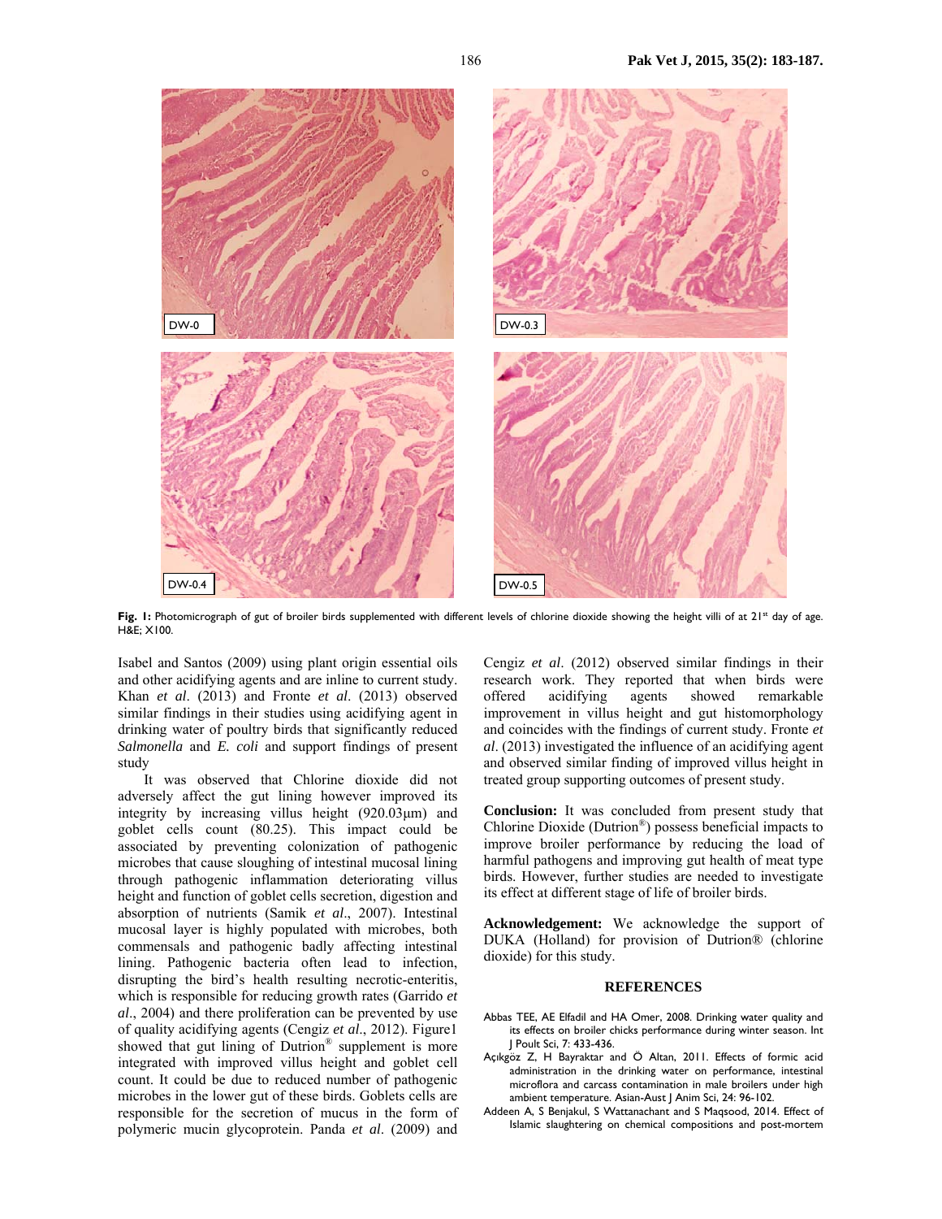Fig. 1: Photomicrograph of gut of broiler birds supplemented with different levels of chlorine dioxide showing the height villi of at 21st day of age. H&E; X100.

Isabel and Santos (2009) using plant origin essential oils and other acidifying agents and are inline to current study. Khan *et al*. (2013) and Fronte *et al*. (2013) observed similar findings in their studies using acidifying agent in drinking water of poultry birds that significantly reduced *Salmonella* and *E. coli* and support findings of present study

It was observed that Chlorine dioxide did not adversely affect the gut lining however improved its integrity by increasing villus height (920.03µm) and goblet cells count (80.25). This impact could be associated by preventing colonization of pathogenic microbes that cause sloughing of intestinal mucosal lining through pathogenic inflammation deteriorating villus height and function of goblet cells secretion, digestion and absorption of nutrients (Samik *et al*., 2007). Intestinal mucosal layer is highly populated with microbes, both commensals and pathogenic badly affecting intestinal lining. Pathogenic bacteria often lead to infection, disrupting the bird's health resulting necrotic-enteritis, which is responsible for reducing growth rates (Garrido *et al*., 2004) and there proliferation can be prevented by use of quality acidifying agents (Cengiz *et al*., 2012). Figure1 showed that gut lining of Dutrion® supplement is more integrated with improved villus height and goblet cell count. It could be due to reduced number of pathogenic microbes in the lower gut of these birds. Goblets cells are responsible for the secretion of mucus in the form of polymeric mucin glycoprotein. Panda *et al*. (2009) and Cengiz *et al*. (2012) observed similar findings in their research work. They reported that when birds were offered acidifying agents showed remarkable improvement in villus height and gut histomorphology and coincides with the findings of current study. Fronte *et al*. (2013) investigated the influence of an acidifying agent and observed similar finding of improved villus height in treated group supporting outcomes of present study.

**Conclusion:** It was concluded from present study that Chlorine Dioxide (Dutrion®) possess beneficial impacts to improve broiler performance by reducing the load of harmful pathogens and improving gut health of meat type birds. However, further studies are needed to investigate its effect at different stage of life of broiler birds.

**Acknowledgement:** We acknowledge the support of DUKA (Holland) for provision of Dutrion® (chlorine dioxide) for this study.

## REFERENCES

Abbas TEE, AE Elfadil and HA Omer, 2008. Drinking water quality and its effects on broiler chicks performance during winter season. Int J Poult Sci, 7: 433-436.

Açıkgöz Z, H Bayraktar and Ö Altan, 2011. Effects of formic acid administration in the drinking water on performance, intestinal microflora and carcass contamination in male broilers under high ambient temperature. Asian-Aust J Anim Sci, 24: 96-102.

Addeen A, S Benjakul, S Wattanachant and S Maqsood, 2014. Effect of Islamic slaughtering on chemical compositions and post-mortem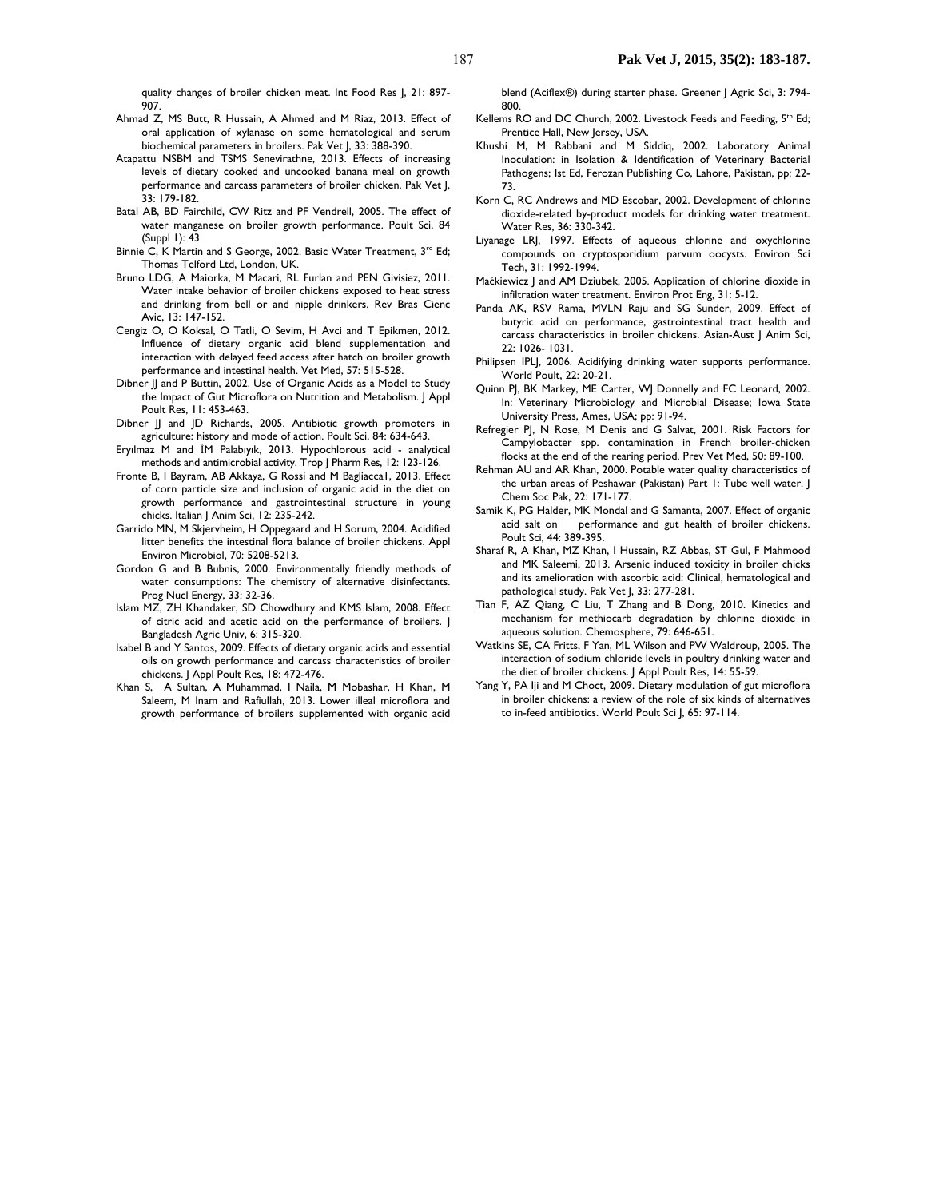quality changes of broiler chicken meat. Int Food Res J, 21: 897-907.

Ahmad Z, MS Butt, R Hussain, A Ahmed and M Riaz, 2013. Effect of oral application of xylanase on some hematological and serum biochemical parameters in broilers. Pak Vet J, 33: 388-390.

Atapattu NSBM and TSMS Senevirathne, 2013. Effects of increasing levels of dietary cooked and uncooked banana meal on growth performance and carcass parameters of broiler chicken. Pak Vet J, 33: 179-182.

Batal AB, BD Fairchild, CW Ritz and PF Vendrell, 2005. The effect of water manganese on broiler growth performance. Poult Sci, 84 (Suppl 1): 43

Binnie C, K Martin and S George, 2002. Basic Water Treatment, 3rd Ed; Thomas Telford Ltd, London, UK.

Bruno LDG, A Maiorka, M Macari, RL Furlan and PEN Givisiez, 2011. Water intake behavior of broiler chickens exposed to heat stress and drinking from bell or and nipple drinkers. Rev Bras Cienc Avic, 13: 147-152.

Cengiz O, O Koksal, O Tatli, O Sevim, H Avci and T Epikmen, 2012. Influence of dietary organic acid blend supplementation and interaction with delayed feed access after hatch on broiler growth performance and intestinal health. Vet Med, 57: 515-528.

Dibner JJ and P Buttin, 2002. Use of Organic Acids as a Model to Study the Impact of Gut Microflora on Nutrition and Metabolism. J Appl Poult Res, 11: 453-463.

Dibner JJ and JD Richards, 2005. Antibiotic growth promoters in agriculture: history and mode of action. Poult Sci, 84: 634-643.

Eryılmaz M and İM Palabıyık, 2013. Hypochlorous acid - analytical methods and antimicrobial activity. Trop J Pharm Res, 12: 123-126.

Fronte B, I Bayram, AB Akkaya, G Rossi and M Bagliacca1, 2013. Effect of corn particle size and inclusion of organic acid in the diet on growth performance and gastrointestinal structure in young chicks. Italian J Anim Sci, 12: 235-242.

Garrido MN, M Skjervheim, H Oppegaard and H Sorum, 2004. Acidified litter benefits the intestinal flora balance of broiler chickens. Appl Environ Microbiol, 70: 5208-5213.

Gordon G and B Bubnis, 2000. Environmentally friendly methods of water consumptions: The chemistry of alternative disinfectants. Prog Nucl Energy, 33: 32-36.

Islam MZ, ZH Khandaker, SD Chowdhury and KMS Islam, 2008. Effect of citric acid and acetic acid on the performance of broilers. J Bangladesh Agric Univ, 6: 315-320.

Isabel B and Y Santos, 2009. Effects of dietary organic acids and essential oils on growth performance and carcass characteristics of broiler chickens. J Appl Poult Res, 18: 472-476.

Khan S, A Sultan, A Muhammad, I Naila, M Mobashar, H Khan, M Saleem, M Inam and Rafiullah, 2013. Lower illeal microflora and growth performance of broilers supplemented with organic acid blend (Aciflex®) during starter phase. Greener J Agric Sci, 3: 794-800.

Kellems RO and DC Church, 2002. Livestock Feeds and Feeding, 5th Ed; Prentice Hall, New Jersey, USA.

Khushi M, M Rabbani and M Siddiq, 2002. Laboratory Animal Inoculation: in Isolation & Identification of Veterinary Bacterial Pathogens; Ist Ed, Ferozan Publishing Co, Lahore, Pakistan, pp: 22-73.

Korn C, RC Andrews and MD Escobar, 2002. Development of chlorine dioxide-related by-product models for drinking water treatment. Water Res, 36: 330-342.

Liyanage LRJ, 1997. Effects of aqueous chlorine and oxychlorine compounds on cryptosporidium parvum oocysts. Environ Sci Tech, 31: 1992-1994.

Maćkiewicz J and AM Dziubek, 2005. Application of chlorine dioxide in infiltration water treatment. Environ Prot Eng, 31: 5-12.

Panda AK, RSV Rama, MVLN Raju and SG Sunder, 2009. Effect of butyric acid on performance, gastrointestinal tract health and carcass characteristics in broiler chickens. Asian-Aust J Anim Sci, 22: 1026- 1031.

Philipsen IPLJ, 2006. Acidifying drinking water supports performance. World Poult, 22: 20-21.

Quinn PJ, BK Markey, ME Carter, WJ Donnelly and FC Leonard, 2002. In: Veterinary Microbiology and Microbial Disease; Iowa State University Press, Ames, USA; pp: 91-94.

Refregier PJ, N Rose, M Denis and G Salvat, 2001. Risk Factors for Campylobacter spp. contamination in French broiler-chicken flocks at the end of the rearing period. Prev Vet Med, 50: 89-100.

Rehman AU and AR Khan, 2000. Potable water quality characteristics of the urban areas of Peshawar (Pakistan) Part 1: Tube well water. J Chem Soc Pak, 22: 171-177.

Samik K, PG Halder, MK Mondal and G Samanta, 2007. Effect of organic acid salt on performance and gut health of broiler chickens. Poult Sci, 44: 389-395.

Sharaf R, A Khan, MZ Khan, I Hussain, RZ Abbas, ST Gul, F Mahmood and MK Saleemi, 2013. Arsenic induced toxicity in broiler chicks and its amelioration with ascorbic acid: Clinical, hematological and pathological study. Pak Vet J, 33: 277-281.

Tian F, AZ Qiang, C Liu, T Zhang and B Dong, 2010. Kinetics and mechanism for methiocarb degradation by chlorine dioxide in aqueous solution. Chemosphere, 79: 646-651.

Watkins SE, CA Fritts, F Yan, ML Wilson and PW Waldroup, 2005. The interaction of sodium chloride levels in poultry drinking water and the diet of broiler chickens. J Appl Poult Res, 14: 55-59.

Yang Y, PA Iji and M Choct, 2009. Dietary modulation of gut microflora in broiler chickens: a review of the role of six kinds of alternatives to in-feed antibiotics. World Poult Sci J, 65: 97-114.